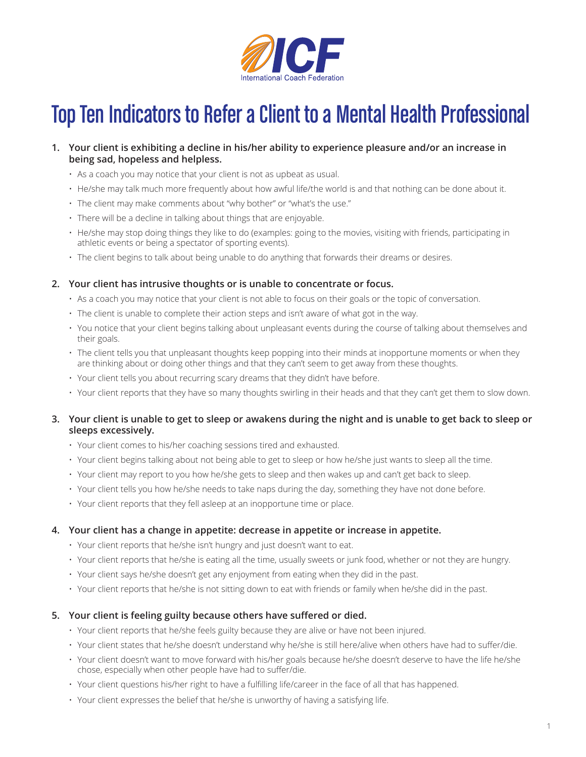ICF

International Coach Federation

# Top Ten Indicators to Refer a Client to a Mental Health Professional

1. **Your client is exhibiting a decline in his/her ability to experience pleasure and/or an increase in being sad, hopeless and helpless.**
   - As a coach you may notice that your client is not as upbeat as usual.
   - He/she may talk much more frequently about how awful life/the world is and that nothing can be done about it.
   - The client may make comments about "why bother" or "what's the use."
   - There will be a decline in talking about things that are enjoyable.
   - He/she may stop doing things they like to do (examples: going to the movies, visiting with friends, participating in athletic events or being a spectator of sporting events).
   - The client begins to talk about being unable to do anything that forwards their dreams or desires.

2. **Your client has intrusive thoughts or is unable to concentrate or focus.**
   - As a coach you may notice that your client is not able to focus on their goals or the topic of conversation.
   - The client is unable to complete their action steps and isn't aware of what got in the way.
   - You notice that your client begins talking about unpleasant events during the course of talking about themselves and their goals.
   - The client tells you that unpleasant thoughts keep popping into their minds at inopportune moments or when they are thinking about or doing other things and that they can't seem to get away from these thoughts.
   - Your client tells you about recurring scary dreams that they didn't have before.
   - Your client reports that they have so many thoughts swirling in their heads and that they can't get them to slow down.

3. **Your client is unable to get to sleep or awakens during the night and is unable to get back to sleep or sleeps excessively.**
   - Your client comes to his/her coaching sessions tired and exhausted.
   - Your client begins talking about not being able to get to sleep or how he/she just wants to sleep all the time.
   - Your client may report to you how he/she gets to sleep and then wakes up and can't get back to sleep.
   - Your client tells you how he/she needs to take naps during the day, something they have not done before.
   - Your client reports that they fell asleep at an inopportune time or place.

4. **Your client has a change in appetite: decrease in appetite or increase in appetite.**
   - Your client reports that he/she isn't hungry and just doesn't want to eat.
   - Your client reports that he/she is eating all the time, usually sweets or junk food, whether or not they are hungry.
   - Your client says he/she doesn't get any enjoyment from eating when they did in the past.
   - Your client reports that he/she is not sitting down to eat with friends or family when he/she did in the past.

5. **Your client is feeling guilty because others have suffered or died.**
   - Your client reports that he/she feels guilty because they are alive or have not been injured.
   - Your client states that he/she doesn't understand why he/she is still here/alive when others have had to suffer/die.
   - Your client doesn't want to move forward with his/her goals because he/she doesn't deserve to have the life he/she chose, especially when other people have had to suffer/die.
   - Your client questions his/her right to have a fulfilling life/career in the face of all that has happened.
   - Your client expresses the belief that he/she is unworthy of having a satisfying life.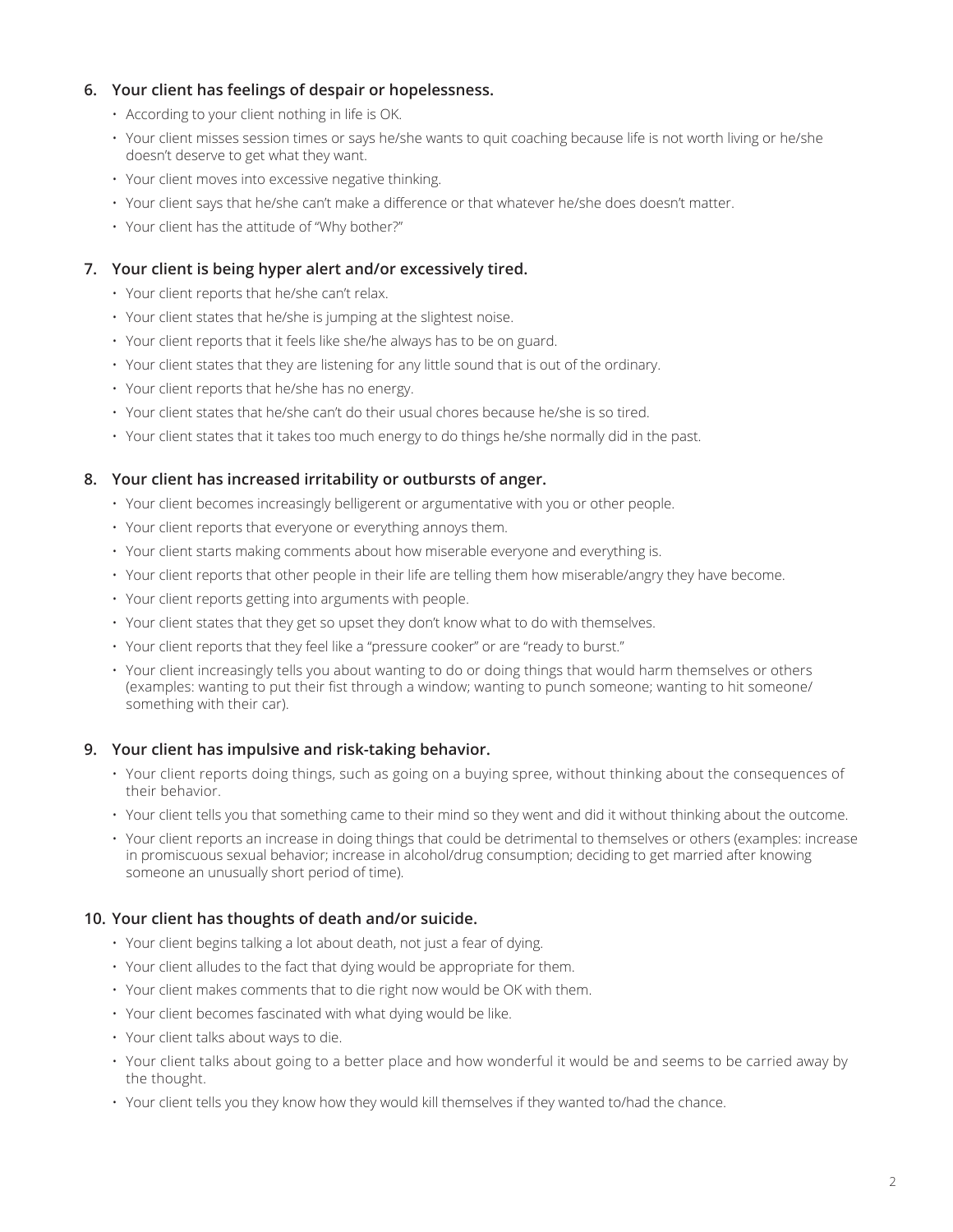6. **Your client has feelings of despair or hopelessness.**
   - According to your client nothing in life is OK.
   - Your client misses session times or says he/she wants to quit coaching because life is not worth living or he/she doesn't deserve to get what they want.
   - Your client moves into excessive negative thinking.
   - Your client says that he/she can't make a difference or that whatever he/she does doesn't matter.
   - Your client has the attitude of "Why bother?"

7. **Your client is being hyper alert and/or excessively tired.**
   - Your client reports that he/she can't relax.
   - Your client states that he/she is jumping at the slightest noise.
   - Your client reports that it feels like she/he always has to be on guard.
   - Your client states that they are listening for any little sound that is out of the ordinary.
   - Your client reports that he/she has no energy.
   - Your client states that he/she can't do their usual chores because he/she is so tired.
   - Your client states that it takes too much energy to do things he/she normally did in the past.

8. **Your client has increased irritability or outbursts of anger.**
   - Your client becomes increasingly belligerent or argumentative with you or other people.
   - Your client reports that everyone or everything annoys them.
   - Your client starts making comments about how miserable everyone and everything is.
   - Your client reports that other people in their life are telling them how miserable/angry they have become.
   - Your client reports getting into arguments with people.
   - Your client states that they get so upset they don't know what to do with themselves.
   - Your client reports that they feel like a "pressure cooker" or are "ready to burst."
   - Your client increasingly tells you about wanting to do or doing things that would harm themselves or others (examples: wanting to put their fist through a window; wanting to punch someone; wanting to hit someone/something with their car).

9. **Your client has impulsive and risk-taking behavior.**
   - Your client reports doing things, such as going on a buying spree, without thinking about the consequences of their behavior.
   - Your client tells you that something came to their mind so they went and did it without thinking about the outcome.
   - Your client reports an increase in doing things that could be detrimental to themselves or others (examples: increase in promiscuous sexual behavior; increase in alcohol/drug consumption; deciding to get married after knowing someone an unusually short period of time).

10. **Your client has thoughts of death and/or suicide.**
    - Your client begins talking a lot about death, not just a fear of dying.
    - Your client alludes to the fact that dying would be appropriate for them.
    - Your client makes comments that to die right now would be OK with them.
    - Your client becomes fascinated with what dying would be like.
    - Your client talks about ways to die.
    - Your client talks about going to a better place and how wonderful it would be and seems to be carried away by the thought.
    - Your client tells you they know how they would kill themselves if they wanted to/had the chance.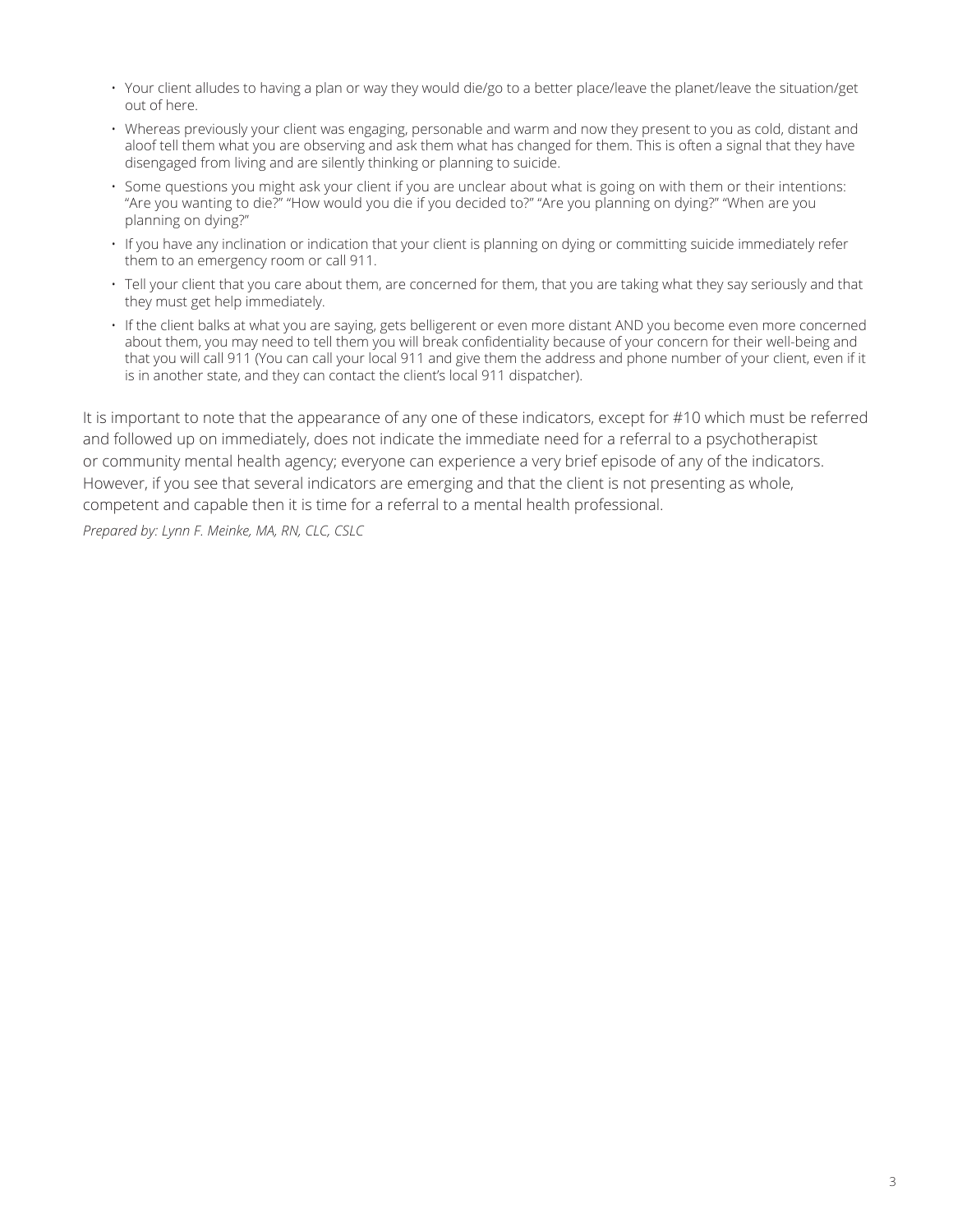- Your client alludes to having a plan or way they would die/go to a better place/leave the planet/leave the situation/get out of here.
- Whereas previously your client was engaging, personable and warm and now they present to you as cold, distant and aloof tell them what you are observing and ask them what has changed for them. This is often a signal that they have disengaged from living and are silently thinking or planning to suicide.
- Some questions you might ask your client if you are unclear about what is going on with them or their intentions: "Are you wanting to die?" "How would you die if you decided to?" "Are you planning on dying?" "When are you planning on dying?"
- If you have any inclination or indication that your client is planning on dying or committing suicide immediately refer them to an emergency room or call 911.
- Tell your client that you care about them, are concerned for them, that you are taking what they say seriously and that they must get help immediately.
- If the client balks at what you are saying, gets belligerent or even more distant AND you become even more concerned about them, you may need to tell them you will break confidentiality because of your concern for their well-being and that you will call 911 (You can call your local 911 and give them the address and phone number of your client, even if it is in another state, and they can contact the client's local 911 dispatcher).

It is important to note that the appearance of any one of these indicators, except for #10 which must be referred and followed up on immediately, does not indicate the immediate need for a referral to a psychotherapist or community mental health agency; everyone can experience a very brief episode of any of the indicators. However, if you see that several indicators are emerging and that the client is not presenting as whole, competent and capable then it is time for a referral to a mental health professional.

*Prepared by: Lynn F. Meinke, MA, RN, CLC, CSLC*